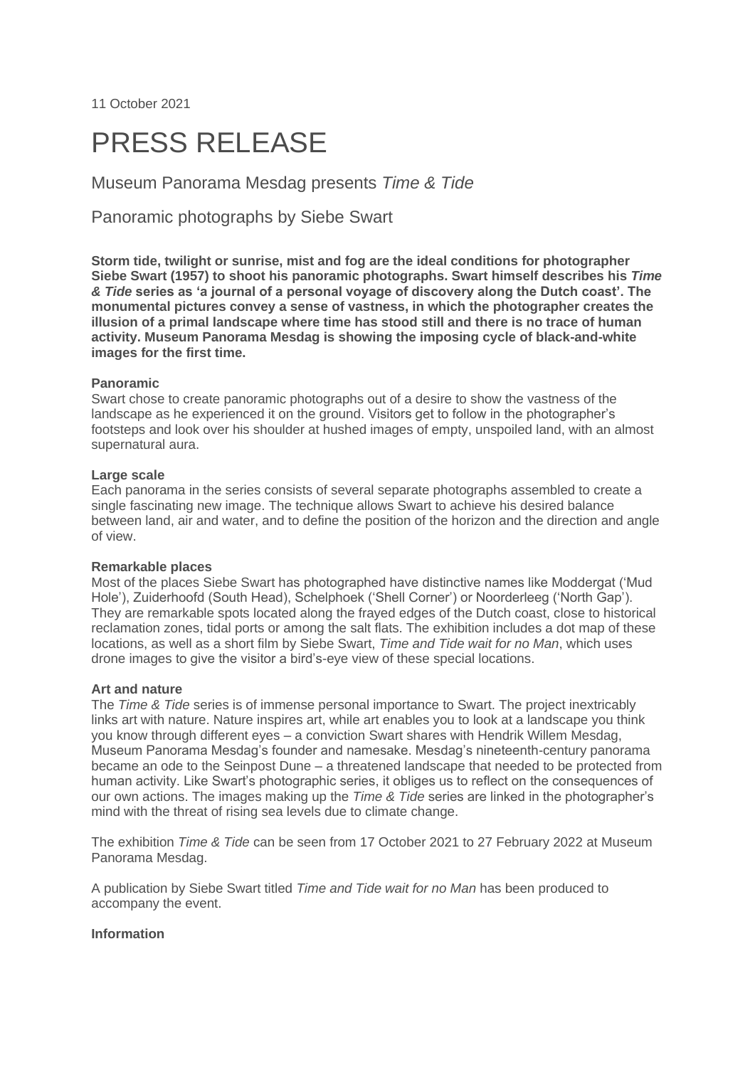11 October 2021

# PRESS RELEASE

## Museum Panorama Mesdag presents *Time & Tide*

## Panoramic photographs by Siebe Swart

**Storm tide, twilight or sunrise, mist and fog are the ideal conditions for photographer Siebe Swart (1957) to shoot his panoramic photographs. Swart himself describes his *Time & Tide* series as 'a journal of a personal voyage of discovery along the Dutch coast'. The monumental pictures convey a sense of vastness, in which the photographer creates the illusion of a primal landscape where time has stood still and there is no trace of human activity. Museum Panorama Mesdag is showing the imposing cycle of black-and-white images for the first time.**

**Panoramic**

Swart chose to create panoramic photographs out of a desire to show the vastness of the landscape as he experienced it on the ground. Visitors get to follow in the photographer's footsteps and look over his shoulder at hushed images of empty, unspoiled land, with an almost supernatural aura.

**Large scale**

Each panorama in the series consists of several separate photographs assembled to create a single fascinating new image. The technique allows Swart to achieve his desired balance between land, air and water, and to define the position of the horizon and the direction and angle of view.

**Remarkable places**

Most of the places Siebe Swart has photographed have distinctive names like Moddergat ('Mud Hole'), Zuiderhoofd (South Head), Schelphoek ('Shell Corner') or Noorderleeg ('North Gap'). They are remarkable spots located along the frayed edges of the Dutch coast, close to historical reclamation zones, tidal ports or among the salt flats. The exhibition includes a dot map of these locations, as well as a short film by Siebe Swart, *Time and Tide wait for no Man*, which uses drone images to give the visitor a bird's-eye view of these special locations.

**Art and nature**

The *Time & Tide* series is of immense personal importance to Swart. The project inextricably links art with nature. Nature inspires art, while art enables you to look at a landscape you think you know through different eyes – a conviction Swart shares with Hendrik Willem Mesdag, Museum Panorama Mesdag's founder and namesake. Mesdag's nineteenth-century panorama became an ode to the Seinpost Dune – a threatened landscape that needed to be protected from human activity. Like Swart's photographic series, it obliges us to reflect on the consequences of our own actions. The images making up the *Time & Tide* series are linked in the photographer's mind with the threat of rising sea levels due to climate change.

The exhibition *Time & Tide* can be seen from 17 October 2021 to 27 February 2022 at Museum Panorama Mesdag.

A publication by Siebe Swart titled *Time and Tide wait for no Man* has been produced to accompany the event.

**Information**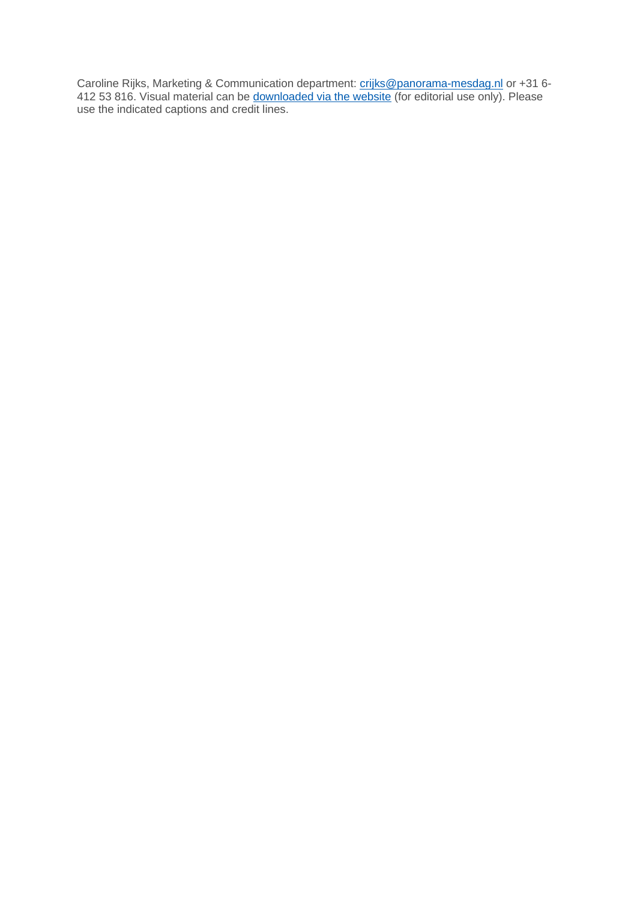Caroline Rijks, Marketing & Communication department: crijks@panorama-mesdag.nl or +31 6-412 53 816. Visual material can be downloaded via the website (for editorial use only). Please use the indicated captions and credit lines.